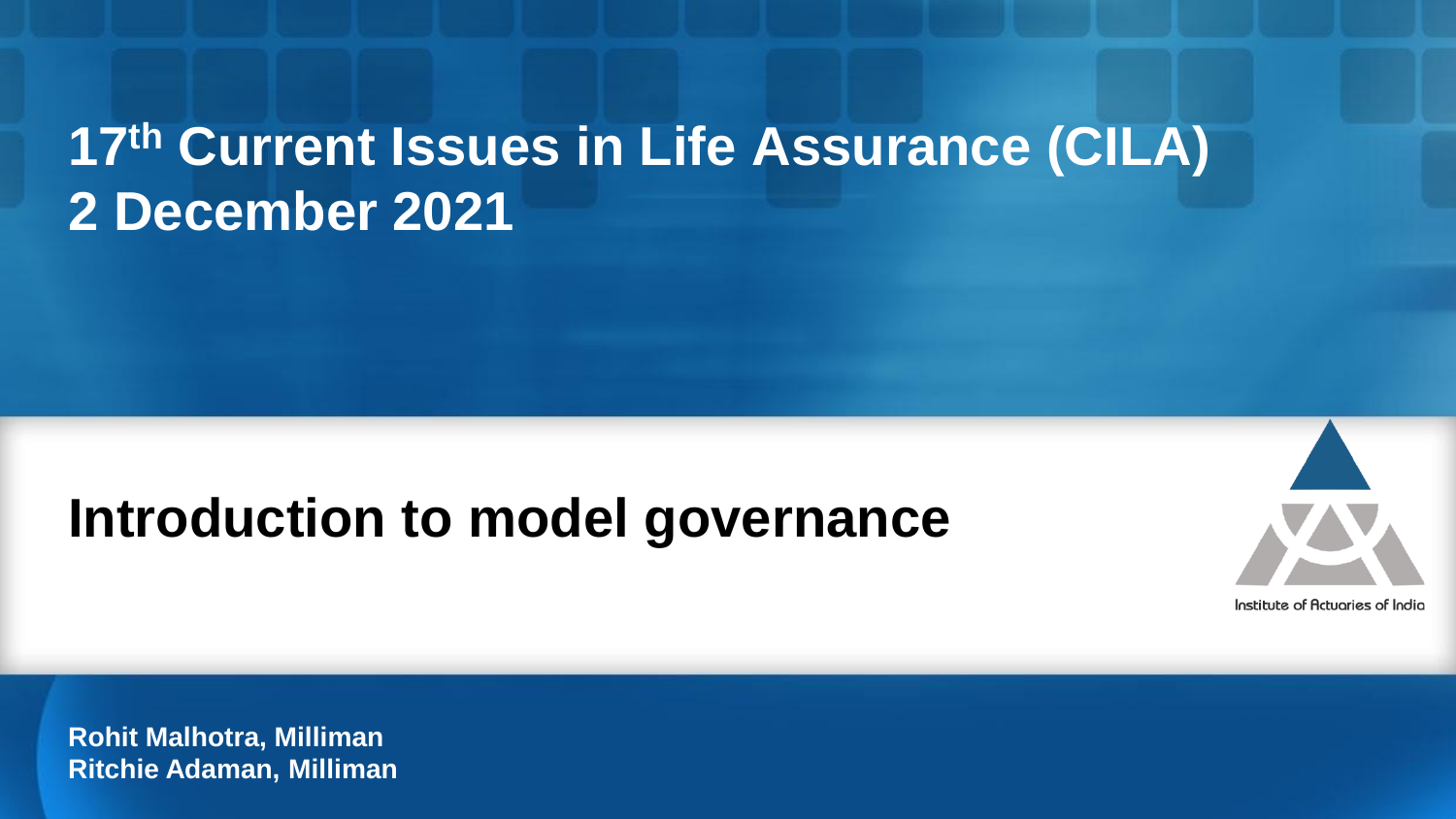# 17th Current Issues in Life Assurance (CILA)
# 2 December 2021

## Introduction to model governance

Institute of Actuaries of India

**Rohit Malhotra, Milliman**
**Ritchie Adaman, Milliman**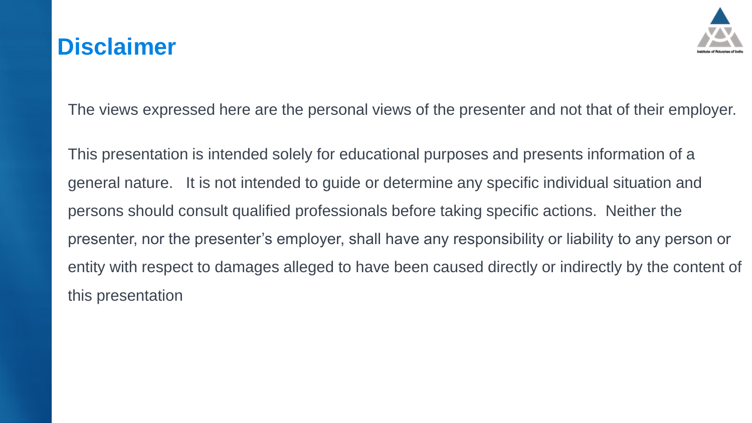# Disclaimer

The views expressed here are the personal views of the presenter and not that of their employer.

This presentation is intended solely for educational purposes and presents information of a general nature. It is not intended to guide or determine any specific individual situation and persons should consult qualified professionals before taking specific actions. Neither the presenter, nor the presenter's employer, shall have any responsibility or liability to any person or entity with respect to damages alleged to have been caused directly or indirectly by the content of this presentation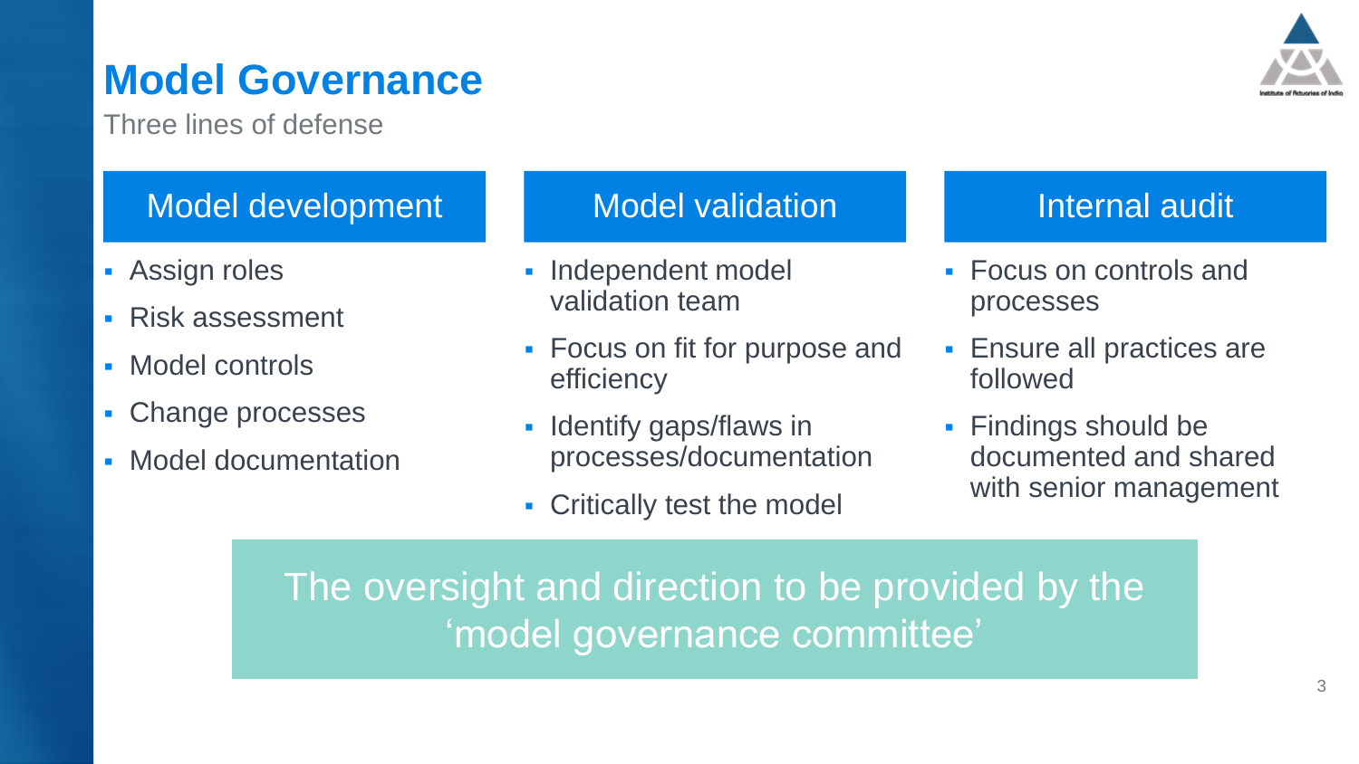# Model Governance

Three lines of defense

### Model development

- Assign roles
- Risk assessment
- Model controls
- Change processes
- Model documentation

### Model validation

- Independent model validation team
- Focus on fit for purpose and efficiency
- Identify gaps/flaws in processes/documentation
- Critically test the model

### Internal audit

- Focus on controls and processes
- Ensure all practices are followed
- Findings should be documented and shared with senior management

The oversight and direction to be provided by the ‘model governance committee’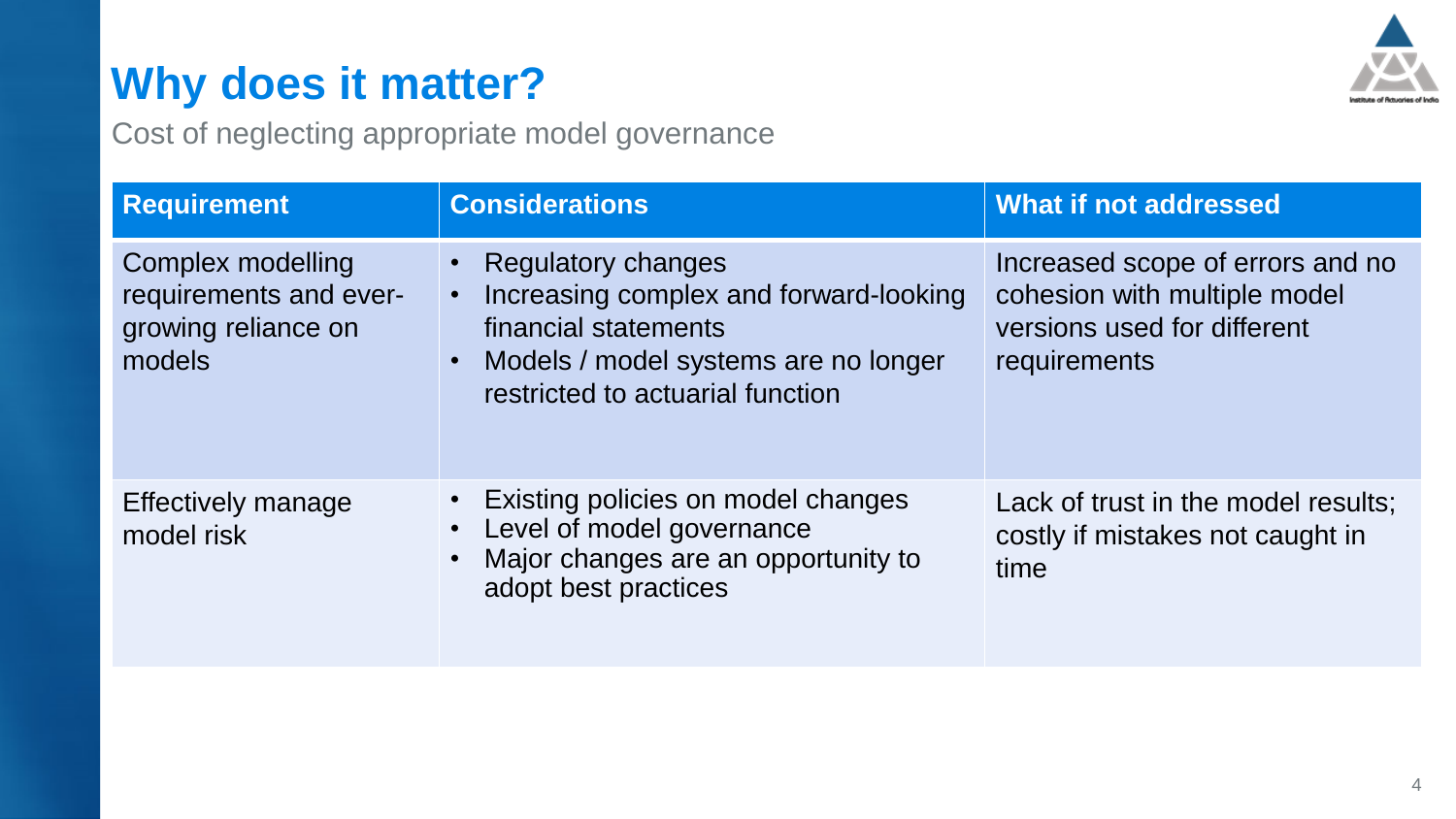# Why does it matter?

Cost of neglecting appropriate model governance

| Requirement | Considerations | What if not addressed |
|---|---|---|
| Complex modelling requirements and ever-growing reliance on models | • Regulatory changes<br>• Increasing complex and forward-looking financial statements<br>• Models / model systems are no longer restricted to actuarial function | Increased scope of errors and no cohesion with multiple model versions used for different requirements |
| Effectively manage model risk | • Existing policies on model changes<br>• Level of model governance<br>• Major changes are an opportunity to adopt best practices | Lack of trust in the model results; costly if mistakes not caught in time |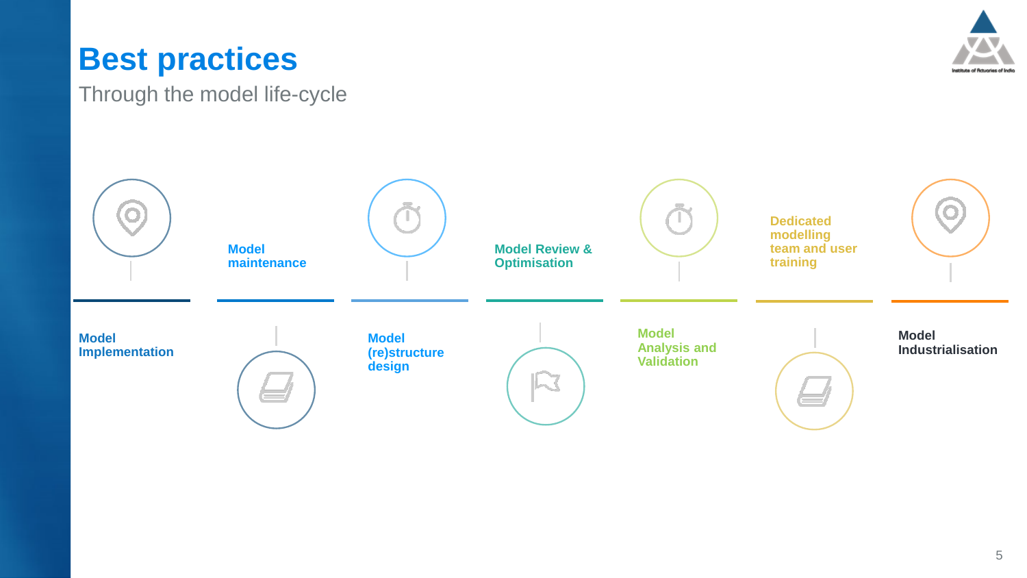# Best practices

Through the model life-cycle

1. Model Implementation
2. Model maintenance
3. Model (re)structure design
4. Model Review & Optimisation
5. Model Analysis and Validation
6. Dedicated modelling team and user training
7. Model Industrialisation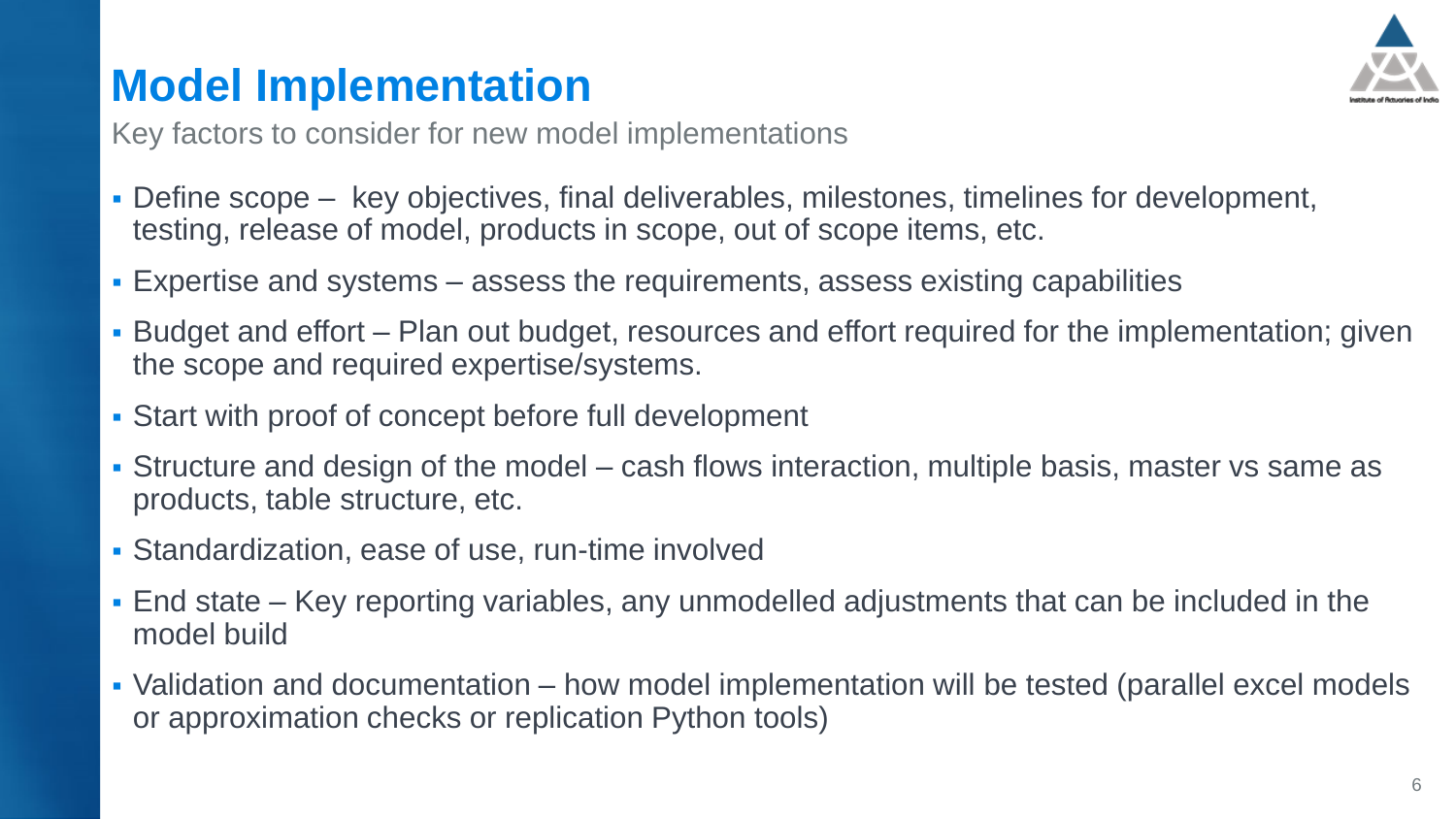# Model Implementation

Key factors to consider for new model implementations

- Define scope – key objectives, final deliverables, milestones, timelines for development, testing, release of model, products in scope, out of scope items, etc.
- Expertise and systems – assess the requirements, assess existing capabilities
- Budget and effort – Plan out budget, resources and effort required for the implementation; given the scope and required expertise/systems.
- Start with proof of concept before full development
- Structure and design of the model – cash flows interaction, multiple basis, master vs same as products, table structure, etc.
- Standardization, ease of use, run-time involved
- End state – Key reporting variables, any unmodelled adjustments that can be included in the model build
- Validation and documentation – how model implementation will be tested (parallel excel models or approximation checks or replication Python tools)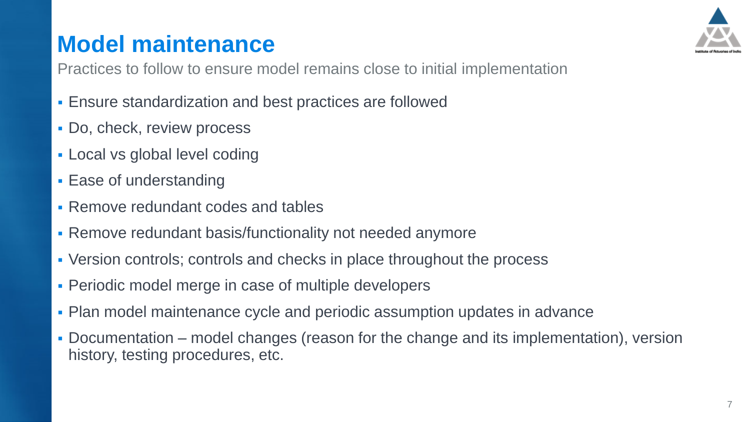# Model maintenance

Practices to follow to ensure model remains close to initial implementation

- Ensure standardization and best practices are followed
- Do, check, review process
- Local vs global level coding
- Ease of understanding
- Remove redundant codes and tables
- Remove redundant basis/functionality not needed anymore
- Version controls; controls and checks in place throughout the process
- Periodic model merge in case of multiple developers
- Plan model maintenance cycle and periodic assumption updates in advance
- Documentation – model changes (reason for the change and its implementation), version history, testing procedures, etc.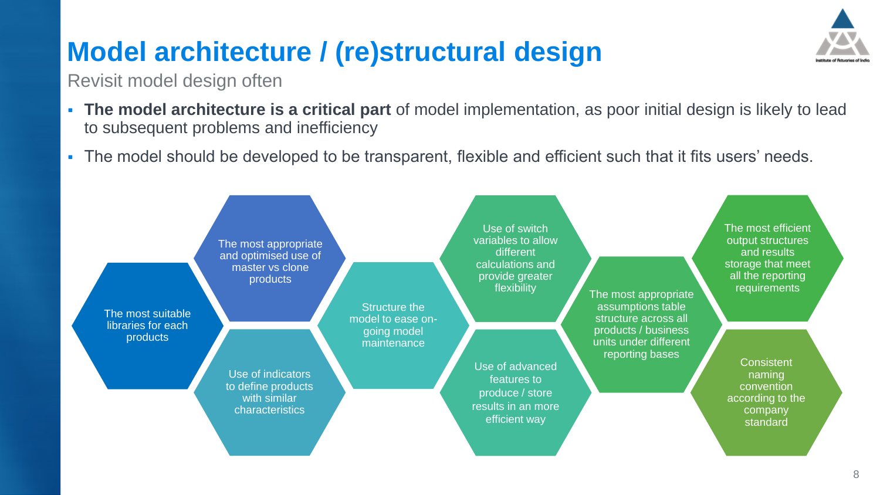# Model architecture / (re)structural design

## Revisit model design often

- **The model architecture is a critical part** of model implementation, as poor initial design is likely to lead to subsequent problems and inefficiency
- The model should be developed to be transparent, flexible and efficient such that it fits users' needs.

- The most suitable libraries for each products
- The most appropriate and optimised use of master vs clone products
- Use of indicators to define products with similar characteristics
- Structure the model to ease on-going model maintenance
- Use of switch variables to allow different calculations and provide greater flexibility
- Use of advanced features to produce / store results in an more efficient way
- The most appropriate assumptions table structure across all products / business units under different reporting bases
- The most efficient output structures and results storage that meet all the reporting requirements
- Consistent naming convention according to the company standard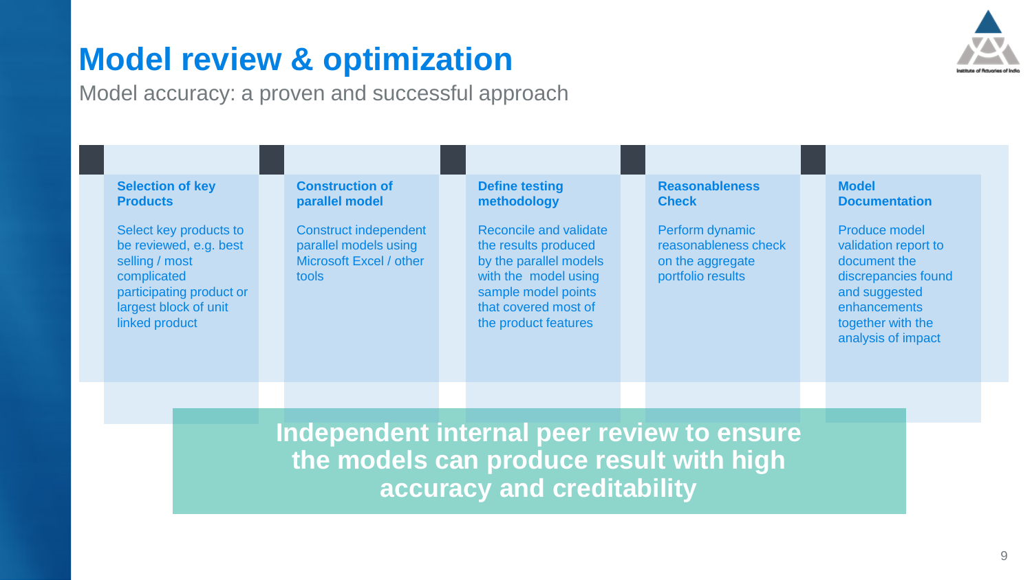# Model review & optimization

Model accuracy: a proven and successful approach

### Selection of key Products

Select key products to be reviewed, e.g. best selling / most complicated participating product or largest block of unit linked product

### Construction of parallel model

Construct independent parallel models using Microsoft Excel / other tools

### Define testing methodology

Reconcile and validate the results produced by the parallel models with the model using sample model points that covered most of the product features

### Reasonableness Check

Perform dynamic reasonableness check on the aggregate portfolio results

### Model Documentation

Produce model validation report to document the discrepancies found and suggested enhancements together with the analysis of impact

**Independent internal peer review to ensure the models can produce result with high accuracy and creditability**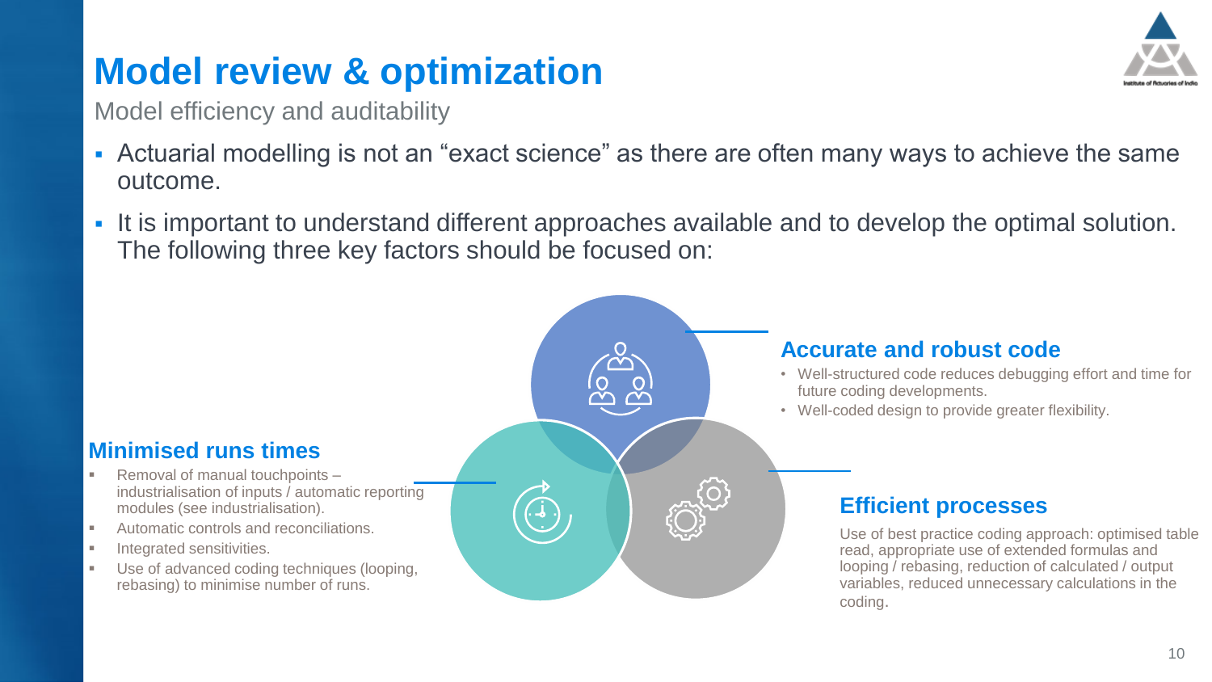# Model review & optimization

Model efficiency and auditability

- Actuarial modelling is not an "exact science" as there are often many ways to achieve the same outcome.
- It is important to understand different approaches available and to develop the optimal solution. The following three key factors should be focused on:

### Accurate and robust code

- Well-structured code reduces debugging effort and time for future coding developments.
- Well-coded design to provide greater flexibility.

### Minimised runs times

- Removal of manual touchpoints – industrialisation of inputs / automatic reporting modules (see industrialisation).
- Automatic controls and reconciliations.
- Integrated sensitivities.
- Use of advanced coding techniques (looping, rebasing) to minimise number of runs.

### Efficient processes

Use of best practice coding approach: optimised table read, appropriate use of extended formulas and looping / rebasing, reduction of calculated / output variables, reduced unnecessary calculations in the coding.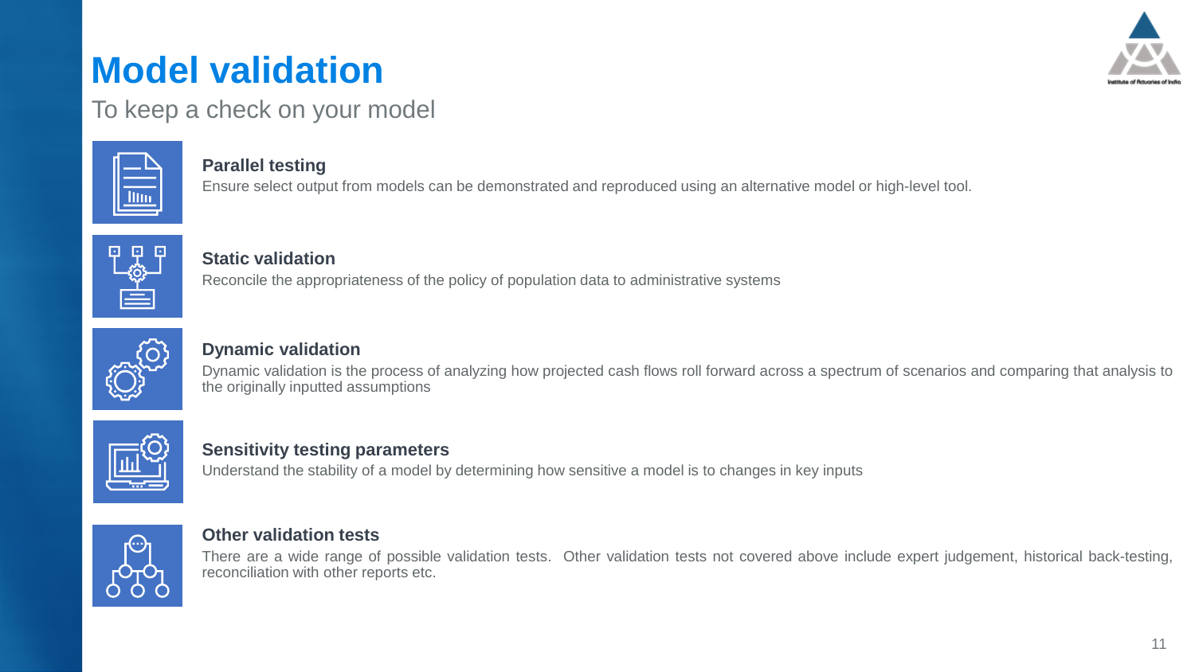# Model validation

To keep a check on your model

### Parallel testing

Ensure select output from models can be demonstrated and reproduced using an alternative model or high-level tool.

### Static validation

Reconcile the appropriateness of the policy of population data to administrative systems

### Dynamic validation

Dynamic validation is the process of analyzing how projected cash flows roll forward across a spectrum of scenarios and comparing that analysis to the originally inputted assumptions

### Sensitivity testing parameters

Understand the stability of a model by determining how sensitive a model is to changes in key inputs

### Other validation tests

There are a wide range of possible validation tests. Other validation tests not covered above include expert judgement, historical back-testing, reconciliation with other reports etc.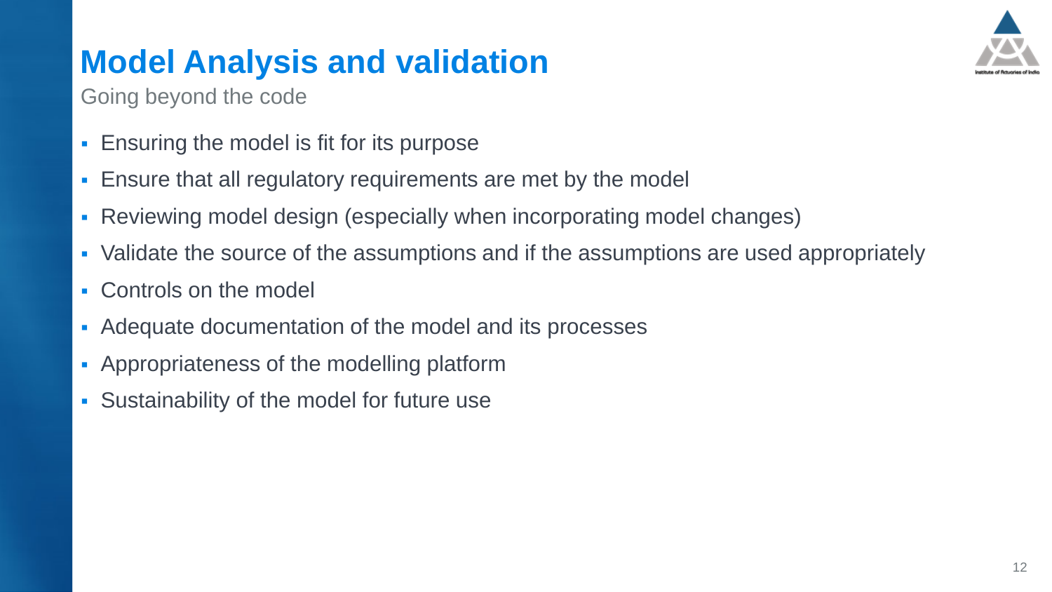# Model Analysis and validation

Going beyond the code

- Ensuring the model is fit for its purpose
- Ensure that all regulatory requirements are met by the model
- Reviewing model design (especially when incorporating model changes)
- Validate the source of the assumptions and if the assumptions are used appropriately
- Controls on the model
- Adequate documentation of the model and its processes
- Appropriateness of the modelling platform
- Sustainability of the model for future use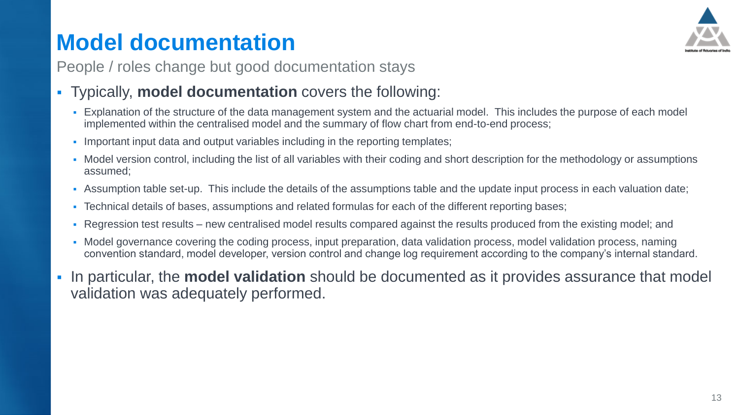# Model documentation

People / roles change but good documentation stays

- Typically, **model documentation** covers the following:
  - Explanation of the structure of the data management system and the actuarial model. This includes the purpose of each model implemented within the centralised model and the summary of flow chart from end-to-end process;
  - Important input data and output variables including in the reporting templates;
  - Model version control, including the list of all variables with their coding and short description for the methodology or assumptions assumed;
  - Assumption table set-up. This include the details of the assumptions table and the update input process in each valuation date;
  - Technical details of bases, assumptions and related formulas for each of the different reporting bases;
  - Regression test results – new centralised model results compared against the results produced from the existing model; and
  - Model governance covering the coding process, input preparation, data validation process, model validation process, naming convention standard, model developer, version control and change log requirement according to the company's internal standard.
- In particular, the **model validation** should be documented as it provides assurance that model validation was adequately performed.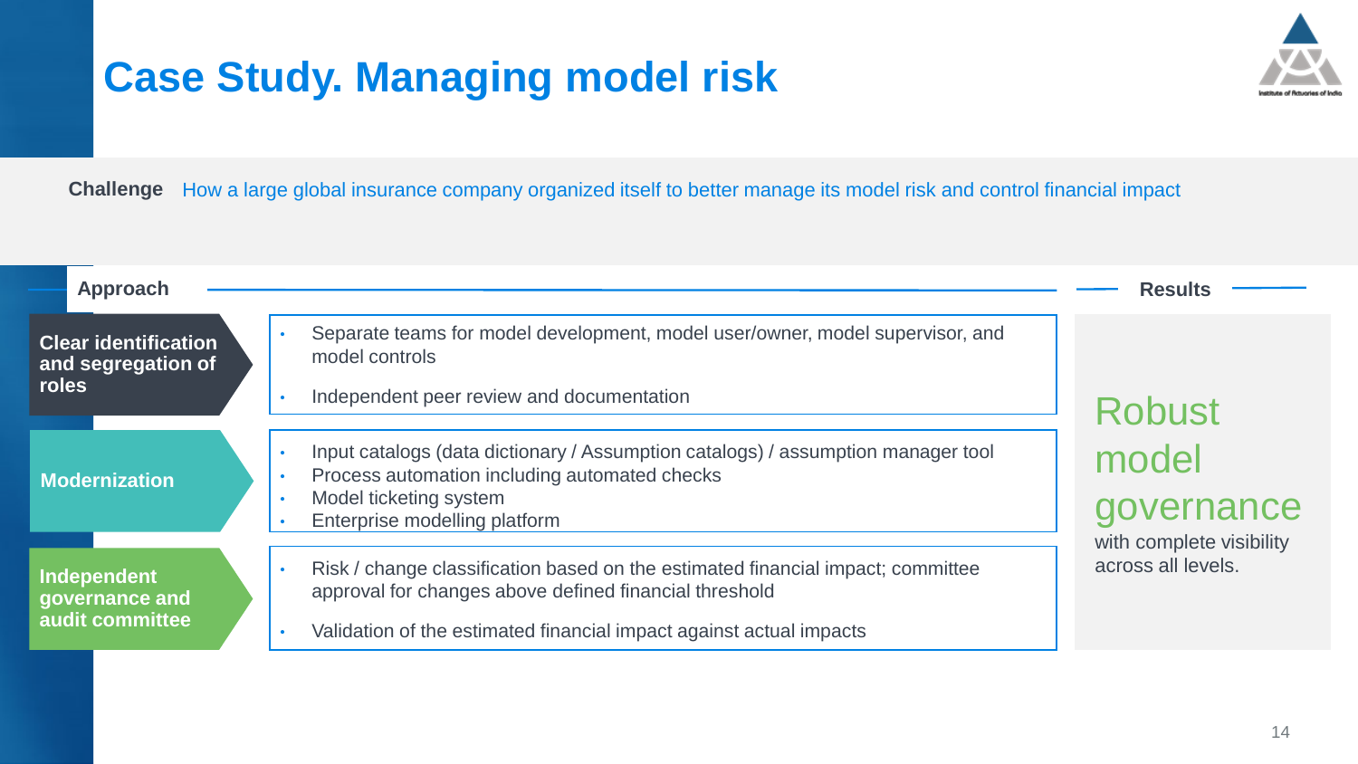# Case Study. Managing model risk

**Challenge** How a large global insurance company organized itself to better manage its model risk and control financial impact

## Approach

**Clear identification and segregation of roles**

- Separate teams for model development, model user/owner, model supervisor, and model controls
- Independent peer review and documentation

**Modernization**

- Input catalogs (data dictionary / Assumption catalogs) / assumption manager tool
- Process automation including automated checks
- Model ticketing system
- Enterprise modelling platform

**Independent governance and audit committee**

- Risk / change classification based on the estimated financial impact; committee approval for changes above defined financial threshold
- Validation of the estimated financial impact against actual impacts

## Results

Robust model governance with complete visibility across all levels.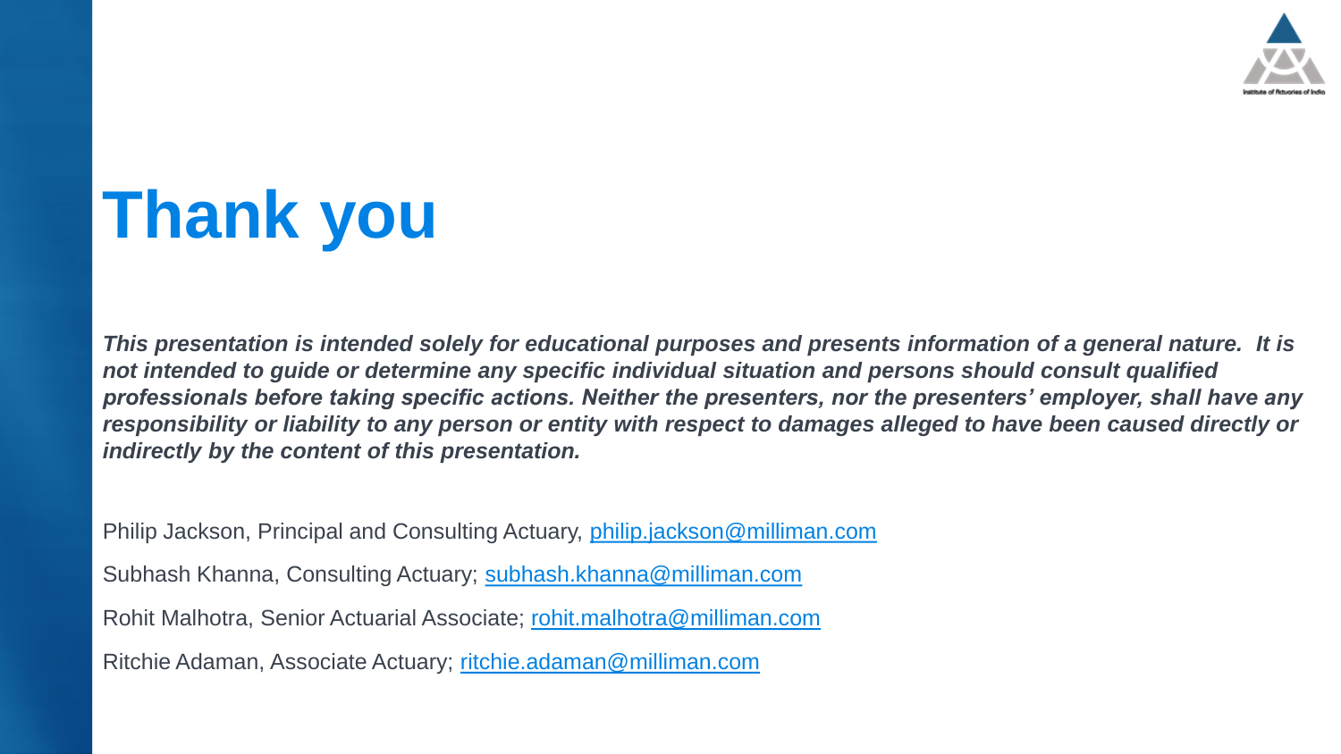# Thank you

***This presentation is intended solely for educational purposes and presents information of a general nature. It is not intended to guide or determine any specific individual situation and persons should consult qualified professionals before taking specific actions. Neither the presenters, nor the presenters' employer, shall have any responsibility or liability to any person or entity with respect to damages alleged to have been caused directly or indirectly by the content of this presentation.***

Philip Jackson, Principal and Consulting Actuary, philip.jackson@milliman.com

Subhash Khanna, Consulting Actuary; subhash.khanna@milliman.com

Rohit Malhotra, Senior Actuarial Associate; rohit.malhotra@milliman.com

Ritchie Adaman, Associate Actuary; ritchie.adaman@milliman.com